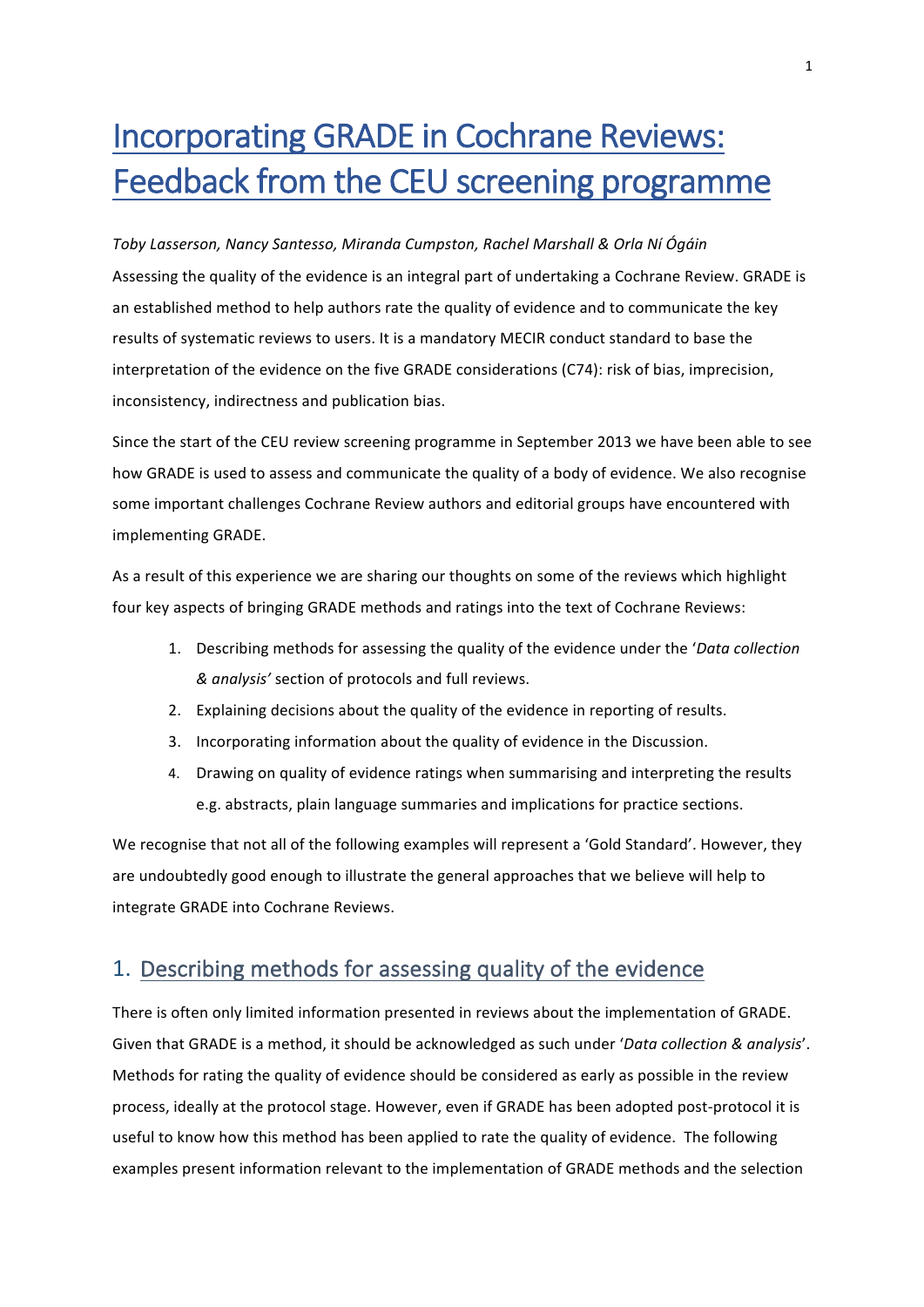# Incorporating GRADE in Cochrane Reviews: Feedback from the CEU screening programme

*Toby Lasserson, Nancy Santesso, Miranda Cumpston, Rachel Marshall & Orla Ní Ógáin*

Assessing the quality of the evidence is an integral part of undertaking a Cochrane Review. GRADE is an established method to help authors rate the quality of evidence and to communicate the key results of systematic reviews to users. It is a mandatory MECIR conduct standard to base the interpretation of the evidence on the five GRADE considerations (C74): risk of bias, imprecision, inconsistency, indirectness and publication bias.

Since the start of the CEU review screening programme in September 2013 we have been able to see how GRADE is used to assess and communicate the quality of a body of evidence. We also recognise some important challenges Cochrane Review authors and editorial groups have encountered with implementing GRADE.

As a result of this experience we are sharing our thoughts on some of the reviews which highlight four key aspects of bringing GRADE methods and ratings into the text of Cochrane Reviews:

1. Describing methods for assessing the quality of the evidence under the '*Data collection & analysis'* section of protocols and full reviews.
2. Explaining decisions about the quality of the evidence in reporting of results.
3. Incorporating information about the quality of evidence in the Discussion.
4. Drawing on quality of evidence ratings when summarising and interpreting the results e.g. abstracts, plain language summaries and implications for practice sections.

We recognise that not all of the following examples will represent a 'Gold Standard'. However, they are undoubtedly good enough to illustrate the general approaches that we believe will help to integrate GRADE into Cochrane Reviews.

## 1. Describing methods for assessing quality of the evidence

There is often only limited information presented in reviews about the implementation of GRADE. Given that GRADE is a method, it should be acknowledged as such under '*Data collection & analysis*'. Methods for rating the quality of evidence should be considered as early as possible in the review process, ideally at the protocol stage. However, even if GRADE has been adopted post-protocol it is useful to know how this method has been applied to rate the quality of evidence. The following examples present information relevant to the implementation of GRADE methods and the selection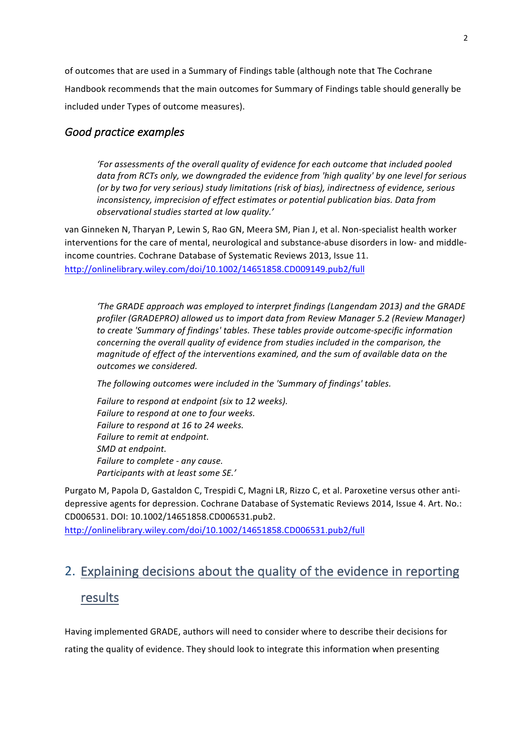of outcomes that are used in a Summary of Findings table (although note that The Cochrane Handbook recommends that the main outcomes for Summary of Findings table should generally be included under Types of outcome measures).

### *Good practice examples*

> *'For assessments of the overall quality of evidence for each outcome that included pooled data from RCTs only, we downgraded the evidence from 'high quality' by one level for serious (or by two for very serious) study limitations (risk of bias), indirectness of evidence, serious inconsistency, imprecision of effect estimates or potential publication bias. Data from observational studies started at low quality.'*

van Ginneken N, Tharyan P, Lewin S, Rao GN, Meera SM, Pian J, et al. Non-specialist health worker interventions for the care of mental, neurological and substance-abuse disorders in low- and middle-income countries. Cochrane Database of Systematic Reviews 2013, Issue 11. http://onlinelibrary.wiley.com/doi/10.1002/14651858.CD009149.pub2/full

> *'The GRADE approach was employed to interpret findings (Langendam 2013) and the GRADE profiler (GRADEPRO) allowed us to import data from Review Manager 5.2 (Review Manager) to create 'Summary of findings' tables. These tables provide outcome-specific information concerning the overall quality of evidence from studies included in the comparison, the magnitude of effect of the interventions examined, and the sum of available data on the outcomes we considered.*
>
> *The following outcomes were included in the 'Summary of findings' tables.*
>
> *Failure to respond at endpoint (six to 12 weeks).*
> *Failure to respond at one to four weeks.*
> *Failure to respond at 16 to 24 weeks.*
> *Failure to remit at endpoint.*
> *SMD at endpoint.*
> *Failure to complete - any cause.*
> *Participants with at least some SE.'*

Purgato M, Papola D, Gastaldon C, Trespidi C, Magni LR, Rizzo C, et al. Paroxetine versus other anti-depressive agents for depression. Cochrane Database of Systematic Reviews 2014, Issue 4. Art. No.: CD006531. DOI: 10.1002/14651858.CD006531.pub2. http://onlinelibrary.wiley.com/doi/10.1002/14651858.CD006531.pub2/full

## 2. Explaining decisions about the quality of the evidence in reporting results

Having implemented GRADE, authors will need to consider where to describe their decisions for rating the quality of evidence. They should look to integrate this information when presenting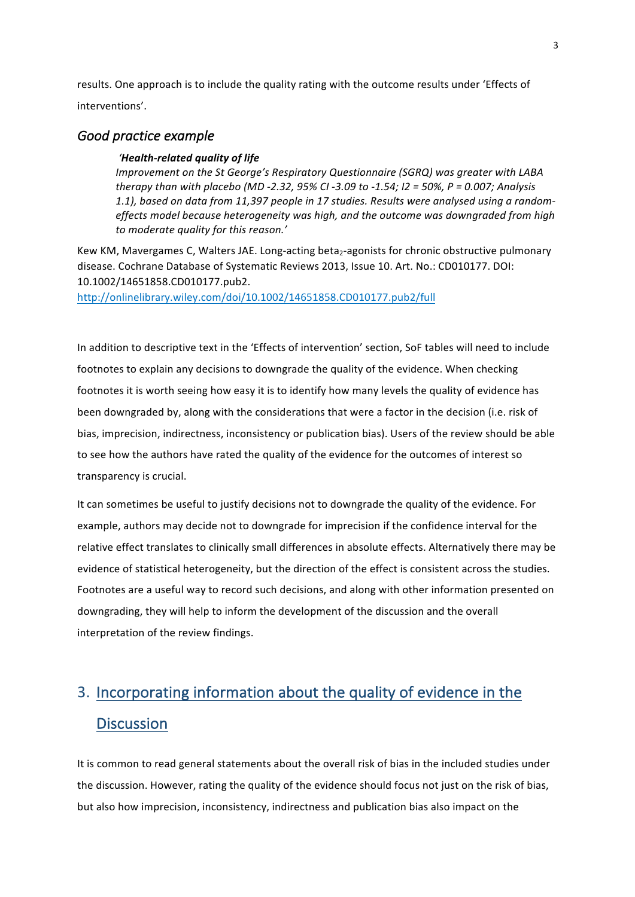results. One approach is to include the quality rating with the outcome results under 'Effects of interventions'.

## *Good practice example*

> *'**Health-related quality of life***
> *Improvement on the St George's Respiratory Questionnaire (SGRQ) was greater with LABA therapy than with placebo (MD -2.32, 95% CI -3.09 to -1.54; I2 = 50%, P = 0.007; Analysis 1.1), based on data from 11,397 people in 17 studies. Results were analysed using a random-effects model because heterogeneity was high, and the outcome was downgraded from high to moderate quality for this reason.'*

Kew KM, Mavergames C, Walters JAE. Long-acting beta$_2$-agonists for chronic obstructive pulmonary disease. Cochrane Database of Systematic Reviews 2013, Issue 10. Art. No.: CD010177. DOI: 10.1002/14651858.CD010177.pub2.
http://onlinelibrary.wiley.com/doi/10.1002/14651858.CD010177.pub2/full

In addition to descriptive text in the 'Effects of intervention' section, SoF tables will need to include footnotes to explain any decisions to downgrade the quality of the evidence. When checking footnotes it is worth seeing how easy it is to identify how many levels the quality of evidence has been downgraded by, along with the considerations that were a factor in the decision (i.e. risk of bias, imprecision, indirectness, inconsistency or publication bias). Users of the review should be able to see how the authors have rated the quality of the evidence for the outcomes of interest so transparency is crucial.

It can sometimes be useful to justify decisions not to downgrade the quality of the evidence. For example, authors may decide not to downgrade for imprecision if the confidence interval for the relative effect translates to clinically small differences in absolute effects. Alternatively there may be evidence of statistical heterogeneity, but the direction of the effect is consistent across the studies. Footnotes are a useful way to record such decisions, and along with other information presented on downgrading, they will help to inform the development of the discussion and the overall interpretation of the review findings.

# 3. Incorporating information about the quality of evidence in the Discussion

It is common to read general statements about the overall risk of bias in the included studies under the discussion. However, rating the quality of the evidence should focus not just on the risk of bias, but also how imprecision, inconsistency, indirectness and publication bias also impact on the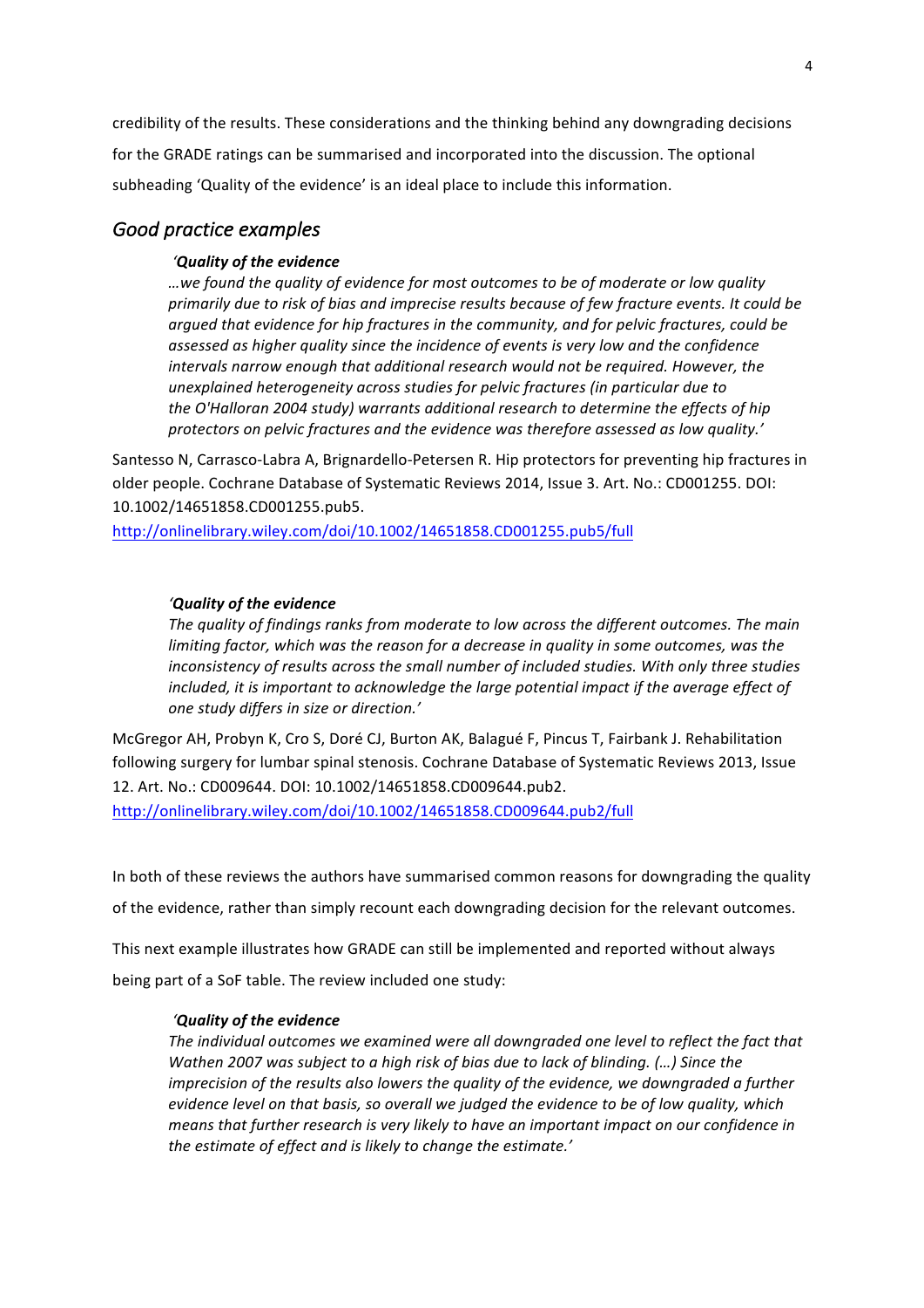credibility of the results. These considerations and the thinking behind any downgrading decisions for the GRADE ratings can be summarised and incorporated into the discussion. The optional subheading 'Quality of the evidence' is an ideal place to include this information.

## *Good practice examples*

> ***'Quality of the evidence***
> *…we found the quality of evidence for most outcomes to be of moderate or low quality primarily due to risk of bias and imprecise results because of few fracture events. It could be argued that evidence for hip fractures in the community, and for pelvic fractures, could be assessed as higher quality since the incidence of events is very low and the confidence intervals narrow enough that additional research would not be required. However, the unexplained heterogeneity across studies for pelvic fractures (in particular due to the O'Halloran 2004 study) warrants additional research to determine the effects of hip protectors on pelvic fractures and the evidence was therefore assessed as low quality.'*

Santesso N, Carrasco-Labra A, Brignardello-Petersen R. Hip protectors for preventing hip fractures in older people. Cochrane Database of Systematic Reviews 2014, Issue 3. Art. No.: CD001255. DOI: 10.1002/14651858.CD001255.pub5.
http://onlinelibrary.wiley.com/doi/10.1002/14651858.CD001255.pub5/full

> ***'Quality of the evidence***
> *The quality of findings ranks from moderate to low across the different outcomes. The main limiting factor, which was the reason for a decrease in quality in some outcomes, was the inconsistency of results across the small number of included studies. With only three studies included, it is important to acknowledge the large potential impact if the average effect of one study differs in size or direction.'*

McGregor AH, Probyn K, Cro S, Doré CJ, Burton AK, Balagué F, Pincus T, Fairbank J. Rehabilitation following surgery for lumbar spinal stenosis. Cochrane Database of Systematic Reviews 2013, Issue 12. Art. No.: CD009644. DOI: 10.1002/14651858.CD009644.pub2.
http://onlinelibrary.wiley.com/doi/10.1002/14651858.CD009644.pub2/full

In both of these reviews the authors have summarised common reasons for downgrading the quality of the evidence, rather than simply recount each downgrading decision for the relevant outcomes.

This next example illustrates how GRADE can still be implemented and reported without always being part of a SoF table. The review included one study:

> ***'Quality of the evidence***
> *The individual outcomes we examined were all downgraded one level to reflect the fact that Wathen 2007 was subject to a high risk of bias due to lack of blinding. (…) Since the imprecision of the results also lowers the quality of the evidence, we downgraded a further evidence level on that basis, so overall we judged the evidence to be of low quality, which means that further research is very likely to have an important impact on our confidence in the estimate of effect and is likely to change the estimate.'*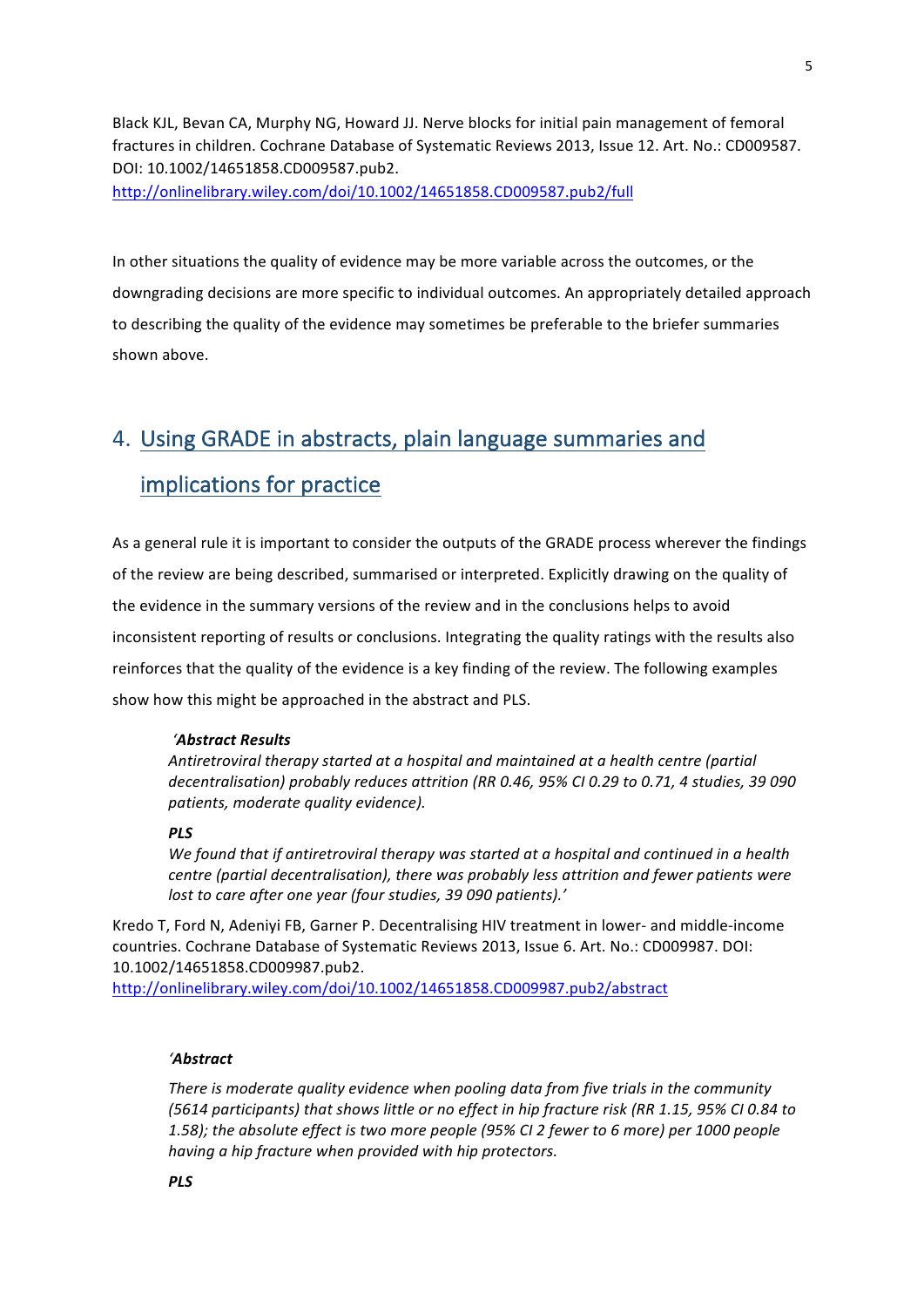Black KJL, Bevan CA, Murphy NG, Howard JJ. Nerve blocks for initial pain management of femoral fractures in children. Cochrane Database of Systematic Reviews 2013, Issue 12. Art. No.: CD009587. DOI: 10.1002/14651858.CD009587.pub2.
http://onlinelibrary.wiley.com/doi/10.1002/14651858.CD009587.pub2/full

In other situations the quality of evidence may be more variable across the outcomes, or the downgrading decisions are more specific to individual outcomes. An appropriately detailed approach to describing the quality of the evidence may sometimes be preferable to the briefer summaries shown above.

## 4. Using GRADE in abstracts, plain language summaries and implications for practice

As a general rule it is important to consider the outputs of the GRADE process wherever the findings of the review are being described, summarised or interpreted. Explicitly drawing on the quality of the evidence in the summary versions of the review and in the conclusions helps to avoid inconsistent reporting of results or conclusions. Integrating the quality ratings with the results also reinforces that the quality of the evidence is a key finding of the review. The following examples show how this might be approached in the abstract and PLS.

> *'**Abstract Results***
> *Antiretroviral therapy started at a hospital and maintained at a health centre (partial decentralisation) probably reduces attrition (RR 0.46, 95% CI 0.29 to 0.71, 4 studies, 39 090 patients, moderate quality evidence).*
>
> ***PLS***
> *We found that if antiretroviral therapy was started at a hospital and continued in a health centre (partial decentralisation), there was probably less attrition and fewer patients were lost to care after one year (four studies, 39 090 patients).'*

Kredo T, Ford N, Adeniyi FB, Garner P. Decentralising HIV treatment in lower- and middle-income countries. Cochrane Database of Systematic Reviews 2013, Issue 6. Art. No.: CD009987. DOI: 10.1002/14651858.CD009987.pub2.
http://onlinelibrary.wiley.com/doi/10.1002/14651858.CD009987.pub2/abstract

> *'**Abstract***
>
> *There is moderate quality evidence when pooling data from five trials in the community (5614 participants) that shows little or no effect in hip fracture risk (RR 1.15, 95% CI 0.84 to 1.58); the absolute effect is two more people (95% CI 2 fewer to 6 more) per 1000 people having a hip fracture when provided with hip protectors.*
>
> ***PLS***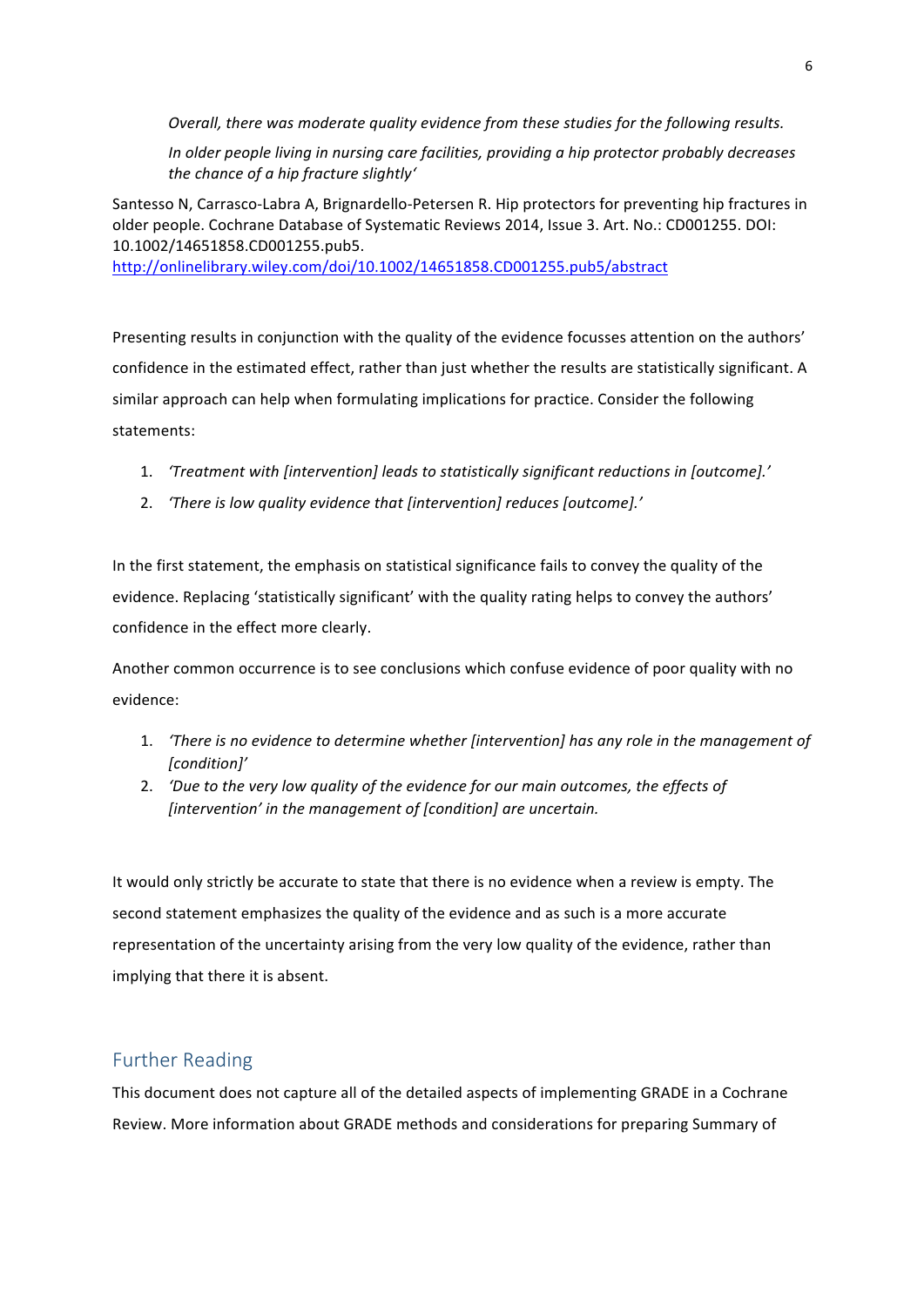> *Overall, there was moderate quality evidence from these studies for the following results.*
>
> *In older people living in nursing care facilities, providing a hip protector probably decreases the chance of a hip fracture slightly'*

Santesso N, Carrasco-Labra A, Brignardello-Petersen R. Hip protectors for preventing hip fractures in older people. Cochrane Database of Systematic Reviews 2014, Issue 3. Art. No.: CD001255. DOI: 10.1002/14651858.CD001255.pub5.
http://onlinelibrary.wiley.com/doi/10.1002/14651858.CD001255.pub5/abstract

Presenting results in conjunction with the quality of the evidence focusses attention on the authors' confidence in the estimated effect, rather than just whether the results are statistically significant. A similar approach can help when formulating implications for practice. Consider the following statements:

1. *'Treatment with [intervention] leads to statistically significant reductions in [outcome].'*
2. *'There is low quality evidence that [intervention] reduces [outcome].'*

In the first statement, the emphasis on statistical significance fails to convey the quality of the evidence. Replacing 'statistically significant' with the quality rating helps to convey the authors' confidence in the effect more clearly.

Another common occurrence is to see conclusions which confuse evidence of poor quality with no evidence:

1. *'There is no evidence to determine whether [intervention] has any role in the management of [condition]'*
2. *'Due to the very low quality of the evidence for our main outcomes, the effects of [intervention' in the management of [condition] are uncertain.*

It would only strictly be accurate to state that there is no evidence when a review is empty. The second statement emphasizes the quality of the evidence and as such is a more accurate representation of the uncertainty arising from the very low quality of the evidence, rather than implying that there it is absent.

## Further Reading

This document does not capture all of the detailed aspects of implementing GRADE in a Cochrane Review. More information about GRADE methods and considerations for preparing Summary of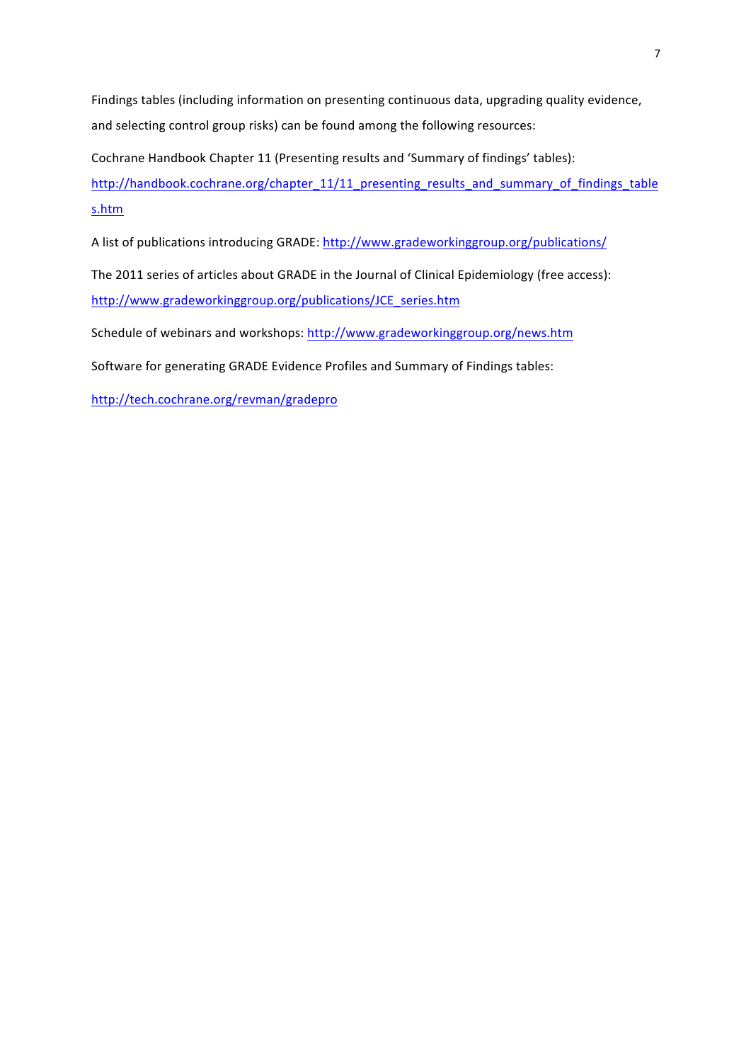Findings tables (including information on presenting continuous data, upgrading quality evidence, and selecting control group risks) can be found among the following resources:

Cochrane Handbook Chapter 11 (Presenting results and 'Summary of findings' tables): http://handbook.cochrane.org/chapter_11/11_presenting_results_and_summary_of_findings_tables.htm

A list of publications introducing GRADE: http://www.gradeworkinggroup.org/publications/

The 2011 series of articles about GRADE in the Journal of Clinical Epidemiology (free access): http://www.gradeworkinggroup.org/publications/JCE_series.htm

Schedule of webinars and workshops: http://www.gradeworkinggroup.org/news.htm

Software for generating GRADE Evidence Profiles and Summary of Findings tables:

http://tech.cochrane.org/revman/gradepro